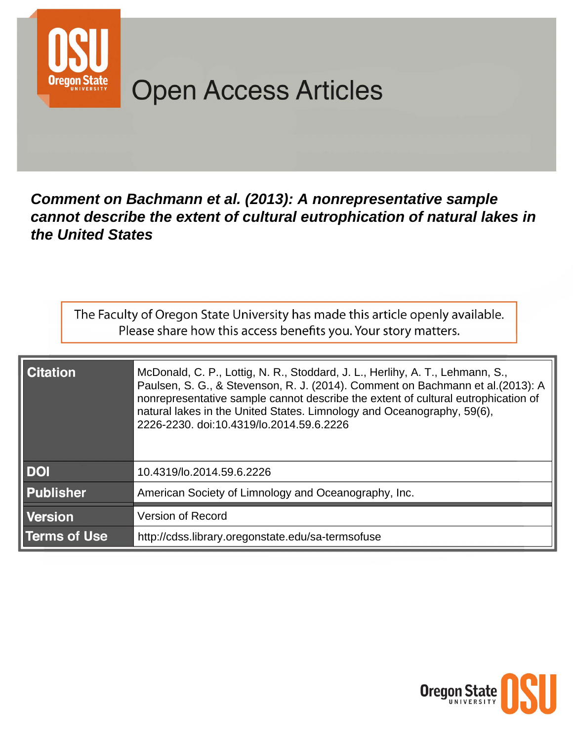# Open Access Articles

## *Comment on Bachmann et al. (2013): A nonrepresentative sample cannot describe the extent of cultural eutrophication of natural lakes in the United States*

The Faculty of Oregon State University has made this article openly available. Please share how this access benefits you. Your story matters.

| | |
|---|---|
| **Citation** | McDonald, C. P., Lottig, N. R., Stoddard, J. L., Herlihy, A. T., Lehmann, S., Paulsen, S. G., & Stevenson, R. J. (2014). Comment on Bachmann et al.(2013): A nonrepresentative sample cannot describe the extent of cultural eutrophication of natural lakes in the United States. Limnology and Oceanography, 59(6), 2226-2230. doi:10.4319/lo.2014.59.6.2226 |
| **DOI** | 10.4319/lo.2014.59.6.2226 |
| **Publisher** | American Society of Limnology and Oceanography, Inc. |
| **Version** | Version of Record |
| **Terms of Use** | http://cdss.library.oregonstate.edu/sa-termsofuse |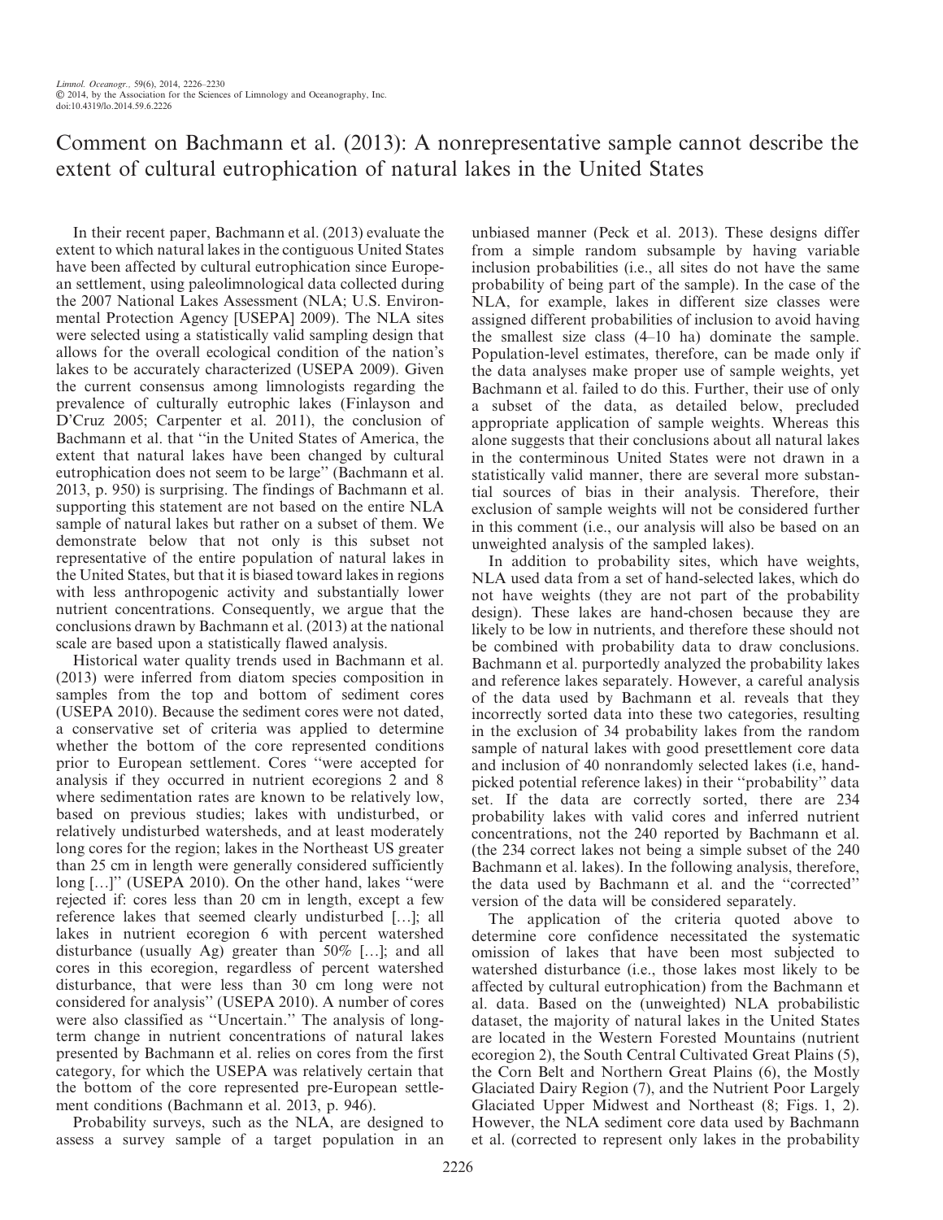# Comment on Bachmann et al. (2013): A nonrepresentative sample cannot describe the extent of cultural eutrophication of natural lakes in the United States

In their recent paper, Bachmann et al. (2013) evaluate the extent to which natural lakes in the contiguous United States have been affected by cultural eutrophication since European settlement, using paleolimnological data collected during the 2007 National Lakes Assessment (NLA; U.S. Environmental Protection Agency [USEPA] 2009). The NLA sites were selected using a statistically valid sampling design that allows for the overall ecological condition of the nation's lakes to be accurately characterized (USEPA 2009). Given the current consensus among limnologists regarding the prevalence of culturally eutrophic lakes (Finlayson and D'Cruz 2005; Carpenter et al. 2011), the conclusion of Bachmann et al. that "in the United States of America, the extent that natural lakes have been changed by cultural eutrophication does not seem to be large" (Bachmann et al. 2013, p. 950) is surprising. The findings of Bachmann et al. supporting this statement are not based on the entire NLA sample of natural lakes but rather on a subset of them. We demonstrate below that not only is this subset not representative of the entire population of natural lakes in the United States, but that it is biased toward lakes in regions with less anthropogenic activity and substantially lower nutrient concentrations. Consequently, we argue that the conclusions drawn by Bachmann et al. (2013) at the national scale are based upon a statistically flawed analysis.

Historical water quality trends used in Bachmann et al. (2013) were inferred from diatom species composition in samples from the top and bottom of sediment cores (USEPA 2010). Because the sediment cores were not dated, a conservative set of criteria was applied to determine whether the bottom of the core represented conditions prior to European settlement. Cores "were accepted for analysis if they occurred in nutrient ecoregions 2 and 8 where sedimentation rates are known to be relatively low, based on previous studies; lakes with undisturbed, or relatively undisturbed watersheds, and at least moderately long cores for the region; lakes in the Northeast US greater than 25 cm in length were generally considered sufficiently long […]" (USEPA 2010). On the other hand, lakes "were rejected if: cores less than 20 cm in length, except a few reference lakes that seemed clearly undisturbed […]; all lakes in nutrient ecoregion 6 with percent watershed disturbance (usually Ag) greater than 50% […]; and all cores in this ecoregion, regardless of percent watershed disturbance, that were less than 30 cm long were not considered for analysis" (USEPA 2010). A number of cores were also classified as "Uncertain." The analysis of long-term change in nutrient concentrations of natural lakes presented by Bachmann et al. relies on cores from the first category, for which the USEPA was relatively certain that the bottom of the core represented pre-European settlement conditions (Bachmann et al. 2013, p. 946).

Probability surveys, such as the NLA, are designed to assess a survey sample of a target population in an unbiased manner (Peck et al. 2013). These designs differ from a simple random subsample by having variable inclusion probabilities (i.e., all sites do not have the same probability of being part of the sample). In the case of the NLA, for example, lakes in different size classes were assigned different probabilities of inclusion to avoid having the smallest size class (4–10 ha) dominate the sample. Population-level estimates, therefore, can be made only if the data analyses make proper use of sample weights, yet Bachmann et al. failed to do this. Further, their use of only a subset of the data, as detailed below, precluded appropriate application of sample weights. Whereas this alone suggests that their conclusions about all natural lakes in the conterminous United States were not drawn in a statistically valid manner, there are several more substantial sources of bias in their analysis. Therefore, their exclusion of sample weights will not be considered further in this comment (i.e., our analysis will also be based on an unweighted analysis of the sampled lakes).

In addition to probability sites, which have weights, NLA used data from a set of hand-selected lakes, which do not have weights (they are not part of the probability design). These lakes are hand-chosen because they are likely to be low in nutrients, and therefore these should not be combined with probability data to draw conclusions. Bachmann et al. purportedly analyzed the probability lakes and reference lakes separately. However, a careful analysis of the data used by Bachmann et al. reveals that they incorrectly sorted data into these two categories, resulting in the exclusion of 34 probability lakes from the random sample of natural lakes with good presettlement core data and inclusion of 40 nonrandomly selected lakes (i.e, hand-picked potential reference lakes) in their "probability" data set. If the data are correctly sorted, there are 234 probability lakes with valid cores and inferred nutrient concentrations, not the 240 reported by Bachmann et al. (the 234 correct lakes not being a simple subset of the 240 Bachmann et al. lakes). In the following analysis, therefore, the data used by Bachmann et al. and the "corrected" version of the data will be considered separately.

The application of the criteria quoted above to determine core confidence necessitated the systematic omission of lakes that have been most subjected to watershed disturbance (i.e., those lakes most likely to be affected by cultural eutrophication) from the Bachmann et al. data. Based on the (unweighted) NLA probabilistic dataset, the majority of natural lakes in the United States are located in the Western Forested Mountains (nutrient ecoregion 2), the South Central Cultivated Great Plains (5), the Corn Belt and Northern Great Plains (6), the Mostly Glaciated Dairy Region (7), and the Nutrient Poor Largely Glaciated Upper Midwest and Northeast (8; Figs. 1, 2). However, the NLA sediment core data used by Bachmann et al. (corrected to represent only lakes in the probability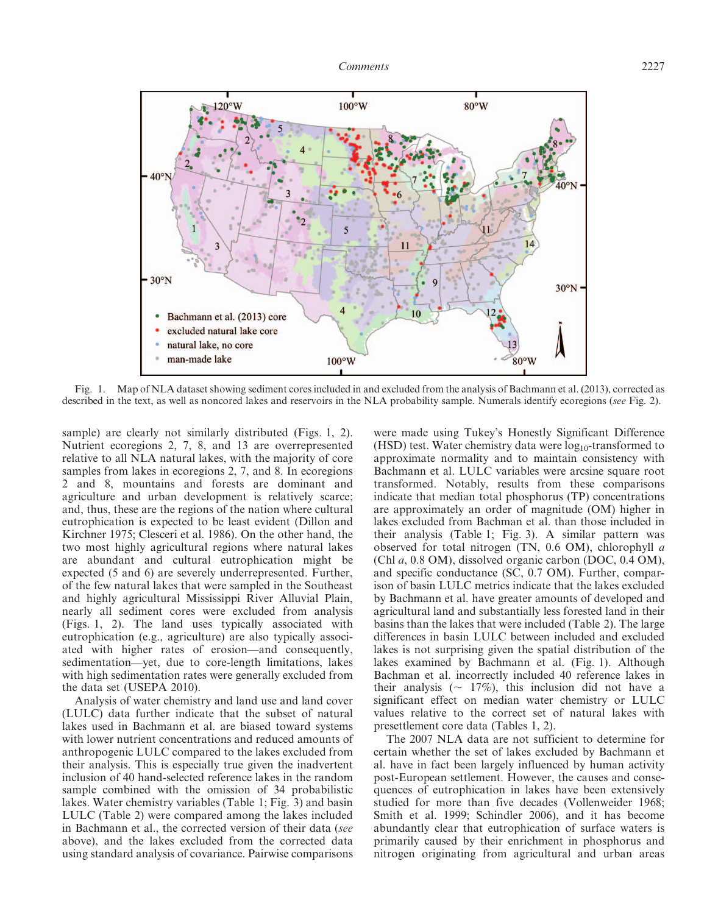Fig. 1. Map of NLA dataset showing sediment cores included in and excluded from the analysis of Bachmann et al. (2013), corrected as described in the text, as well as noncored lakes and reservoirs in the NLA probability sample. Numerals identify ecoregions (*see* Fig. 2).

sample) are clearly not similarly distributed (Figs. 1, 2). Nutrient ecoregions 2, 7, 8, and 13 are overrepresented relative to all NLA natural lakes, with the majority of core samples from lakes in ecoregions 2, 7, and 8. In ecoregions 2 and 8, mountains and forests are dominant and agriculture and urban development is relatively scarce; and, thus, these are the regions of the nation where cultural eutrophication is expected to be least evident (Dillon and Kirchner 1975; Clesceri et al. 1986). On the other hand, the two most highly agricultural regions where natural lakes are abundant and cultural eutrophication might be expected (5 and 6) are severely underrepresented. Further, of the few natural lakes that were sampled in the Southeast and highly agricultural Mississippi River Alluvial Plain, nearly all sediment cores were excluded from analysis (Figs. 1, 2). The land uses typically associated with eutrophication (e.g., agriculture) are also typically associated with higher rates of erosion—and consequently, sedimentation—yet, due to core-length limitations, lakes with high sedimentation rates were generally excluded from the data set (USEPA 2010).

Analysis of water chemistry and land use and land cover (LULC) data further indicate that the subset of natural lakes used in Bachmann et al. are biased toward systems with lower nutrient concentrations and reduced amounts of anthropogenic LULC compared to the lakes excluded from their analysis. This is especially true given the inadvertent inclusion of 40 hand-selected reference lakes in the random sample combined with the omission of 34 probabilistic lakes. Water chemistry variables (Table 1; Fig. 3) and basin LULC (Table 2) were compared among the lakes included in Bachmann et al., the corrected version of their data (*see* above), and the lakes excluded from the corrected data using standard analysis of covariance. Pairwise comparisons were made using Tukey's Honestly Significant Difference (HSD) test. Water chemistry data were $\log_{10}$-transformed to approximate normality and to maintain consistency with Bachmann et al. LULC variables were arcsine square root transformed. Notably, results from these comparisons indicate that median total phosphorus (TP) concentrations are approximately an order of magnitude (OM) higher in lakes excluded from Bachman et al. than those included in their analysis (Table 1; Fig. 3). A similar pattern was observed for total nitrogen (TN, 0.6 OM), chlorophyll *a* (Chl *a*, 0.8 OM), dissolved organic carbon (DOC, 0.4 OM), and specific conductance (SC, 0.7 OM). Further, comparison of basin LULC metrics indicate that the lakes excluded by Bachmann et al. have greater amounts of developed and agricultural land and substantially less forested land in their basins than the lakes that were included (Table 2). The large differences in basin LULC between included and excluded lakes is not surprising given the spatial distribution of the lakes examined by Bachmann et al. (Fig. 1). Although Bachman et al. incorrectly included 40 reference lakes in their analysis (~ 17%), this inclusion did not have a significant effect on median water chemistry or LULC values relative to the correct set of natural lakes with presettlement core data (Tables 1, 2).

The 2007 NLA data are not sufficient to determine for certain whether the set of lakes excluded by Bachmann et al. have in fact been largely influenced by human activity post-European settlement. However, the causes and consequences of eutrophication in lakes have been extensively studied for more than five decades (Vollenweider 1968; Smith et al. 1999; Schindler 2006), and it has become abundantly clear that eutrophication of surface waters is primarily caused by their enrichment in phosphorus and nitrogen originating from agricultural and urban areas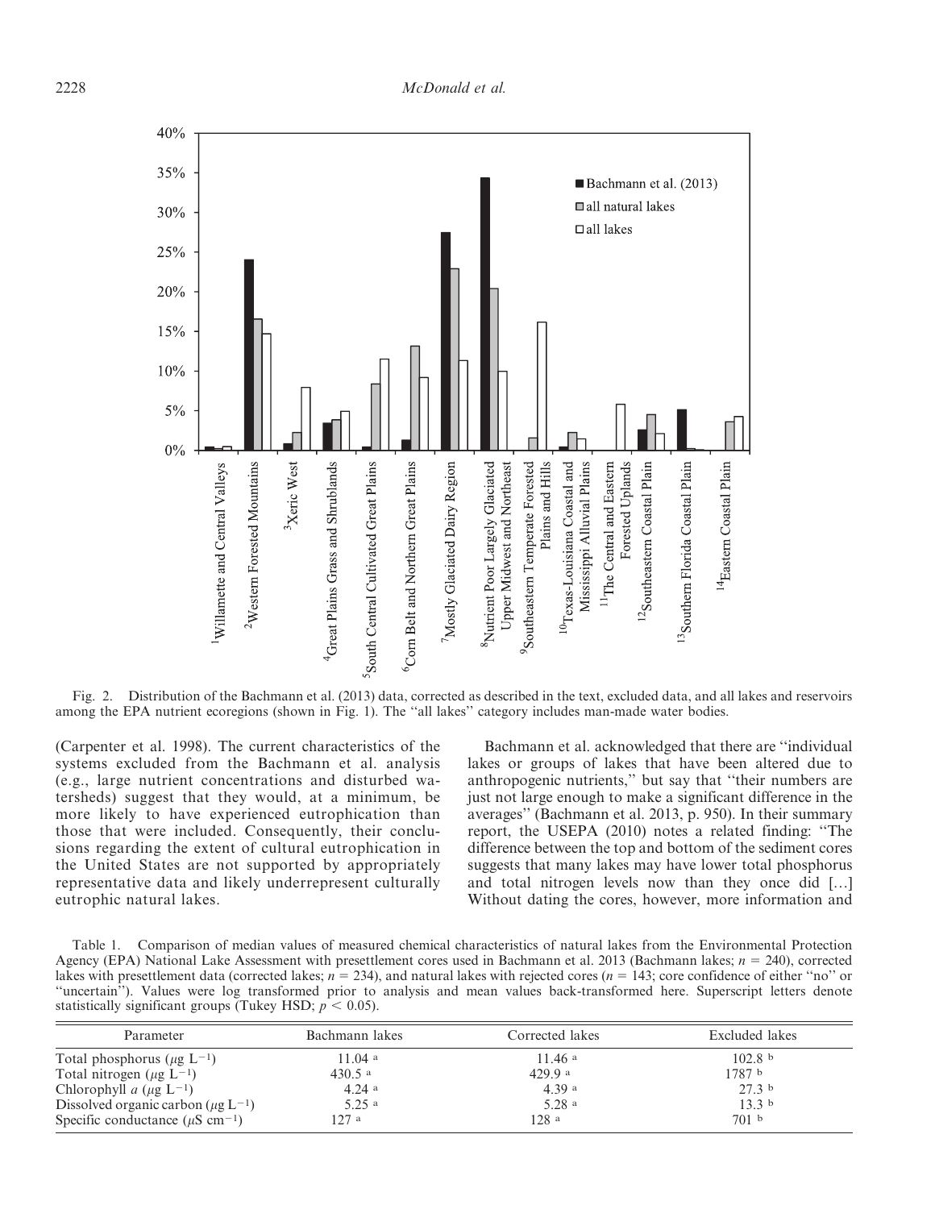Fig. 2. Distribution of the Bachmann et al. (2013) data, corrected as described in the text, excluded data, and all lakes and reservoirs among the EPA nutrient ecoregions (shown in Fig. 1). The ''all lakes'' category includes man-made water bodies.

(Carpenter et al. 1998). The current characteristics of the systems excluded from the Bachmann et al. analysis (e.g., large nutrient concentrations and disturbed watersheds) suggest that they would, at a minimum, be more likely to have experienced eutrophication than those that were included. Consequently, their conclusions regarding the extent of cultural eutrophication in the United States are not supported by appropriately representative data and likely underrepresent culturally eutrophic natural lakes.

Bachmann et al. acknowledged that there are ''individual lakes or groups of lakes that have been altered due to anthropogenic nutrients,'' but say that ''their numbers are just not large enough to make a significant difference in the averages'' (Bachmann et al. 2013, p. 950). In their summary report, the USEPA (2010) notes a related finding: ''The difference between the top and bottom of the sediment cores suggests that many lakes may have lower total phosphorus and total nitrogen levels now than they once did […] Without dating the cores, however, more information and

Table 1. Comparison of median values of measured chemical characteristics of natural lakes from the Environmental Protection Agency (EPA) National Lake Assessment with presettlement cores used in Bachmann et al. 2013 (Bachmann lakes; $n = 240$), corrected lakes with presettlement data (corrected lakes; $n = 234$), and natural lakes with rejected cores ($n = 143$; core confidence of either ''no'' or ''uncertain''). Values were log transformed prior to analysis and mean values back-transformed here. Superscript letters denote statistically significant groups (Tukey HSD; $p < 0.05$).

| Parameter | Bachmann lakes | Corrected lakes | Excluded lakes |
|---|---|---|---|
| Total phosphorus ($\mu g\ L^{-1}$) | 11.04 [a] | 11.46 [a] | 102.8 [b] |
| Total nitrogen ($\mu g\ L^{-1}$) | 430.5 [a] | 429.9 [a] | 1787 [b] |
| Chlorophyll *a* ($\mu g\ L^{-1}$) | 4.24 [a] | 4.39 [a] | 27.3 [b] |
| Dissolved organic carbon ($\mu g\ L^{-1}$) | 5.25 [a] | 5.28 [a] | 13.3 [b] |
| Specific conductance ($\mu S\ cm^{-1}$) | 127 [a] | 128 [a] | 701 [b] |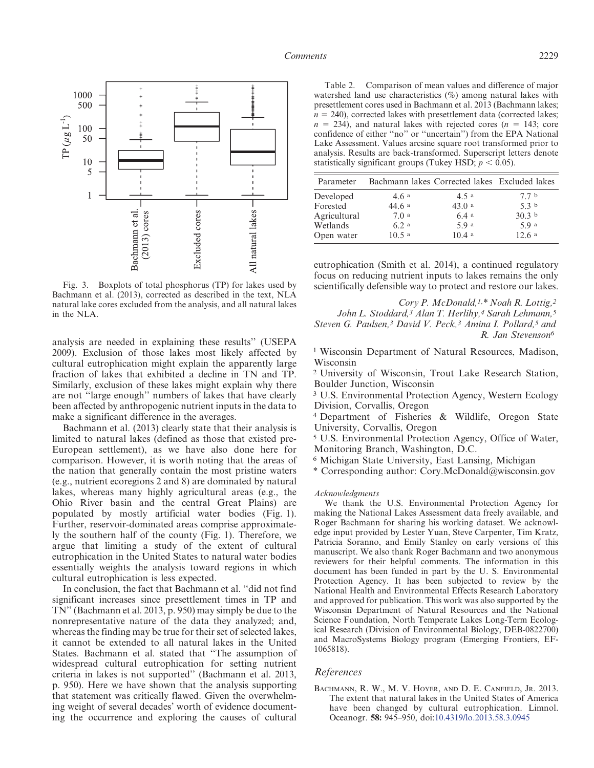Fig. 3. Boxplots of total phosphorus (TP) for lakes used by Bachmann et al. (2013), corrected as described in the text, NLA natural lake cores excluded from the analysis, and all natural lakes in the NLA.

analysis are needed in explaining these results'' (USEPA 2009). Exclusion of those lakes most likely affected by cultural eutrophication might explain the apparently large fraction of lakes that exhibited a decline in TN and TP. Similarly, exclusion of these lakes might explain why there are not ''large enough'' numbers of lakes that have clearly been affected by anthropogenic nutrient inputs in the data to make a significant difference in the averages.

Bachmann et al. (2013) clearly state that their analysis is limited to natural lakes (defined as those that existed pre-European settlement), as we have also done here for comparison. However, it is worth noting that the areas of the nation that generally contain the most pristine waters (e.g., nutrient ecoregions 2 and 8) are dominated by natural lakes, whereas many highly agricultural areas (e.g., the Ohio River basin and the central Great Plains) are populated by mostly artificial water bodies (Fig. 1). Further, reservoir-dominated areas comprise approximately the southern half of the county (Fig. 1). Therefore, we argue that limiting a study of the extent of cultural eutrophication in the United States to natural water bodies essentially weights the analysis toward regions in which cultural eutrophication is less expected.

In conclusion, the fact that Bachmann et al. ''did not find significant increases since presettlement times in TP and TN'' (Bachmann et al. 2013, p. 950) may simply be due to the nonrepresentative nature of the data they analyzed; and, whereas the finding may be true for their set of selected lakes, it cannot be extended to all natural lakes in the United States. Bachmann et al. stated that ''The assumption of widespread cultural eutrophication for setting nutrient criteria in lakes is not supported'' (Bachmann et al. 2013, p. 950). Here we have shown that the analysis supporting that statement was critically flawed. Given the overwhelming weight of several decades' worth of evidence documenting the occurrence and exploring the causes of cultural eutrophication (Smith et al. 2014), a continued regulatory focus on reducing nutrient inputs to lakes remains the only scientifically defensible way to protect and restore our lakes.

Table 2. Comparison of mean values and difference of major watershed land use characteristics (%) among natural lakes with presettlement cores used in Bachmann et al. 2013 (Bachmann lakes; $n = 240$), corrected lakes with presettlement data (corrected lakes; $n = 234$), and natural lakes with rejected cores ($n = 143$; core confidence of either ''no'' or ''uncertain'') from the EPA National Lake Assessment. Values arcsine square root transformed prior to analysis. Results are back-transformed. Superscript letters denote statistically significant groups (Tukey HSD; $p < 0.05$).

| Parameter | Bachmann lakes | Corrected lakes | Excluded lakes |
|---|---|---|---|
| Developed | 4.6 [a] | 4.5 [a] | 7.7 [b] |
| Forested | 44.6 [a] | 43.0 [a] | 5.3 [b] |
| Agricultural | 7.0 [a] | 6.4 [a] | 30.3 [b] |
| Wetlands | 6.2 [a] | 5.9 [a] | 5.9 [a] |
| Open water | 10.5 [a] | 10.4 [a] | 12.6 [a] |

*Cory P. McDonald,[1,]\* Noah R. Lottig,[2] John L. Stoddard,[3] Alan T. Herlihy,[4] Sarah Lehmann,[5] Steven G. Paulsen,[3] David V. Peck,[3] Amina I. Pollard,[5] and R. Jan Stevenson[6]*

[1] Wisconsin Department of Natural Resources, Madison, Wisconsin

[2] University of Wisconsin, Trout Lake Research Station, Boulder Junction, Wisconsin

[3] U.S. Environmental Protection Agency, Western Ecology Division, Corvallis, Oregon

[4] Department of Fisheries & Wildlife, Oregon State University, Corvallis, Oregon

[5] U.S. Environmental Protection Agency, Office of Water, Monitoring Branch, Washington, D.C.

[6] Michigan State University, East Lansing, Michigan

\* Corresponding author: Cory.McDonald@wisconsin.gov

*Acknowledgments*

We thank the U.S. Environmental Protection Agency for making the National Lakes Assessment data freely available, and Roger Bachmann for sharing his working dataset. We acknowledge input provided by Lester Yuan, Steve Carpenter, Tim Kratz, Patricia Soranno, and Emily Stanley on early versions of this manuscript. We also thank Roger Bachmann and two anonymous reviewers for their helpful comments. The information in this document has been funded in part by the U. S. Environmental Protection Agency. It has been subjected to review by the National Health and Environmental Effects Research Laboratory and approved for publication. This work was also supported by the Wisconsin Department of Natural Resources and the National Science Foundation, North Temperate Lakes Long-Term Ecological Research (Division of Environmental Biology, DEB-0822700) and MacroSystems Biology program (Emerging Frontiers, EF-1065818).

## References

Bachmann, R. W., M. V. Hoyer, and D. E. Canfield, Jr. 2013. The extent that natural lakes in the United States of America have been changed by cultural eutrophication. Limnol. Oceanogr. **58:** 945–950, doi:10.4319/lo.2013.58.3.0945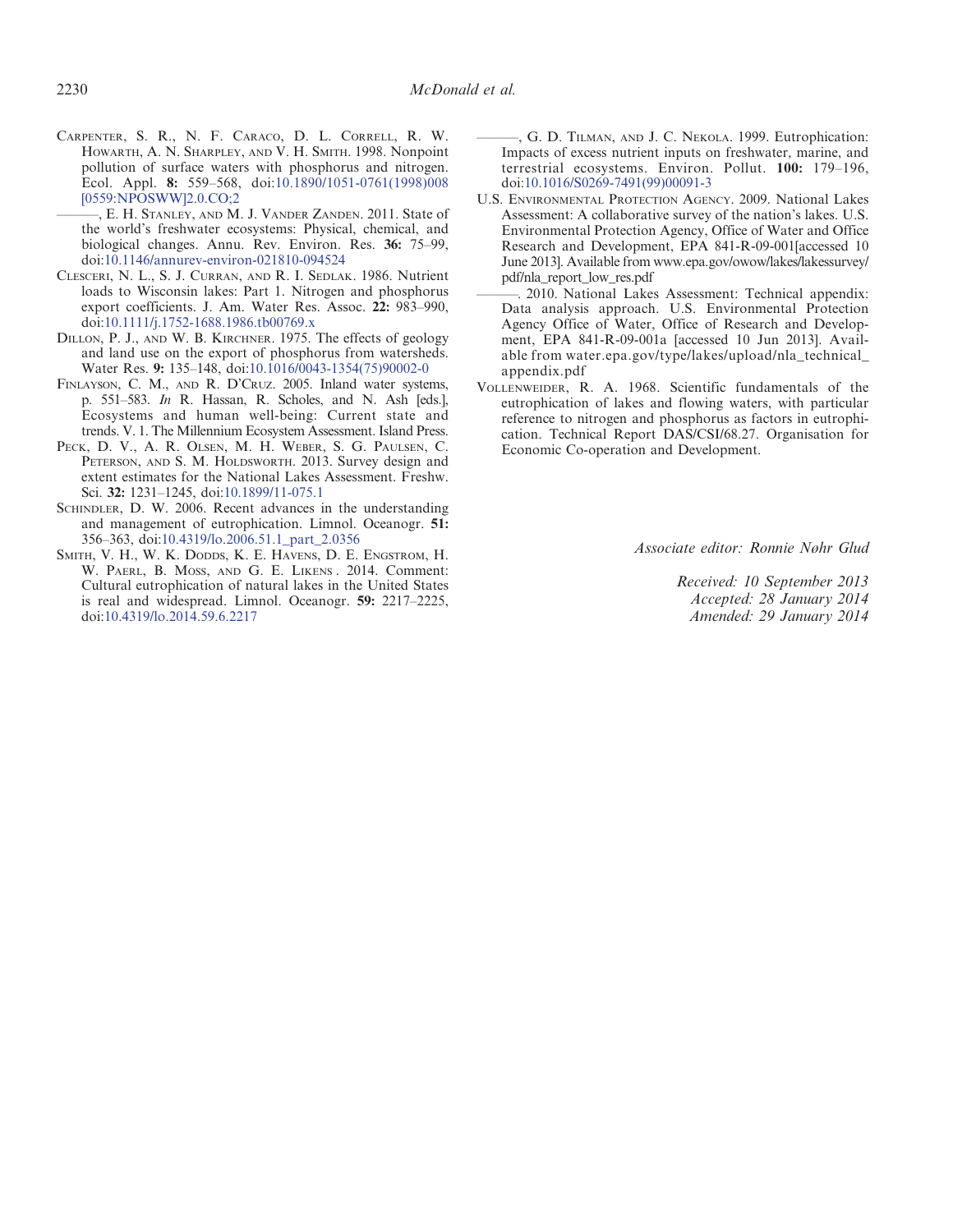Carpenter, S. R., N. F. Caraco, D. L. Correll, R. W. Howarth, A. N. Sharpley, and V. H. Smith. 1998. Nonpoint pollution of surface waters with phosphorus and nitrogen. Ecol. Appl. **8:** 559–568, doi:10.1890/1051-0761(1998)008[0559:NPOSWW]2.0.CO;2

———, E. H. Stanley, and M. J. Vander Zanden. 2011. State of the world's freshwater ecosystems: Physical, chemical, and biological changes. Annu. Rev. Environ. Res. **36:** 75–99, doi:10.1146/annurev-environ-021810-094524

Clesceri, N. L., S. J. Curran, and R. I. Sedlak. 1986. Nutrient loads to Wisconsin lakes: Part 1. Nitrogen and phosphorus export coefficients. J. Am. Water Res. Assoc. **22:** 983–990, doi:10.1111/j.1752-1688.1986.tb00769.x

Dillon, P. J., and W. B. Kirchner. 1975. The effects of geology and land use on the export of phosphorus from watersheds. Water Res. **9:** 135–148, doi:10.1016/0043-1354(75)90002-0

Finlayson, C. M., and R. D'Cruz. 2005. Inland water systems, p. 551–583. *In* R. Hassan, R. Scholes, and N. Ash [eds.], Ecosystems and human well-being: Current state and trends. V. 1. The Millennium Ecosystem Assessment. Island Press.

Peck, D. V., A. R. Olsen, M. H. Weber, S. G. Paulsen, C. Peterson, and S. M. Holdsworth. 2013. Survey design and extent estimates for the National Lakes Assessment. Freshw. Sci. **32:** 1231–1245, doi:10.1899/11-075.1

Schindler, D. W. 2006. Recent advances in the understanding and management of eutrophication. Limnol. Oceanogr. **51:** 356–363, doi:10.4319/lo.2006.51.1_part_2.0356

Smith, V. H., W. K. Dodds, K. E. Havens, D. E. Engstrom, H. W. Paerl, B. Moss, and G. E. Likens . 2014. Comment: Cultural eutrophication of natural lakes in the United States is real and widespread. Limnol. Oceanogr. **59:** 2217–2225, doi:10.4319/lo.2014.59.6.2217

———, G. D. Tilman, and J. C. Nekola. 1999. Eutrophication: Impacts of excess nutrient inputs on freshwater, marine, and terrestrial ecosystems. Environ. Pollut. **100:** 179–196, doi:10.1016/S0269-7491(99)00091-3

U.S. Environmental Protection Agency. 2009. National Lakes Assessment: A collaborative survey of the nation's lakes. U.S. Environmental Protection Agency, Office of Water and Office Research and Development, EPA 841-R-09-001[accessed 10 June 2013]. Available from www.epa.gov/owow/lakes/lakessurvey/pdf/nla_report_low_res.pdf

———. 2010. National Lakes Assessment: Technical appendix: Data analysis approach. U.S. Environmental Protection Agency Office of Water, Office of Research and Development, EPA 841-R-09-001a [accessed 10 Jun 2013]. Available from water.epa.gov/type/lakes/upload/nla_technical_appendix.pdf

Vollenweider, R. A. 1968. Scientific fundamentals of the eutrophication of lakes and flowing waters, with particular reference to nitrogen and phosphorus as factors in eutrophication. Technical Report DAS/CSI/68.27. Organisation for Economic Co-operation and Development.

*Associate editor: Ronnie Nøhr Glud*

*Received: 10 September 2013*
*Accepted: 28 January 2014*
*Amended: 29 January 2014*